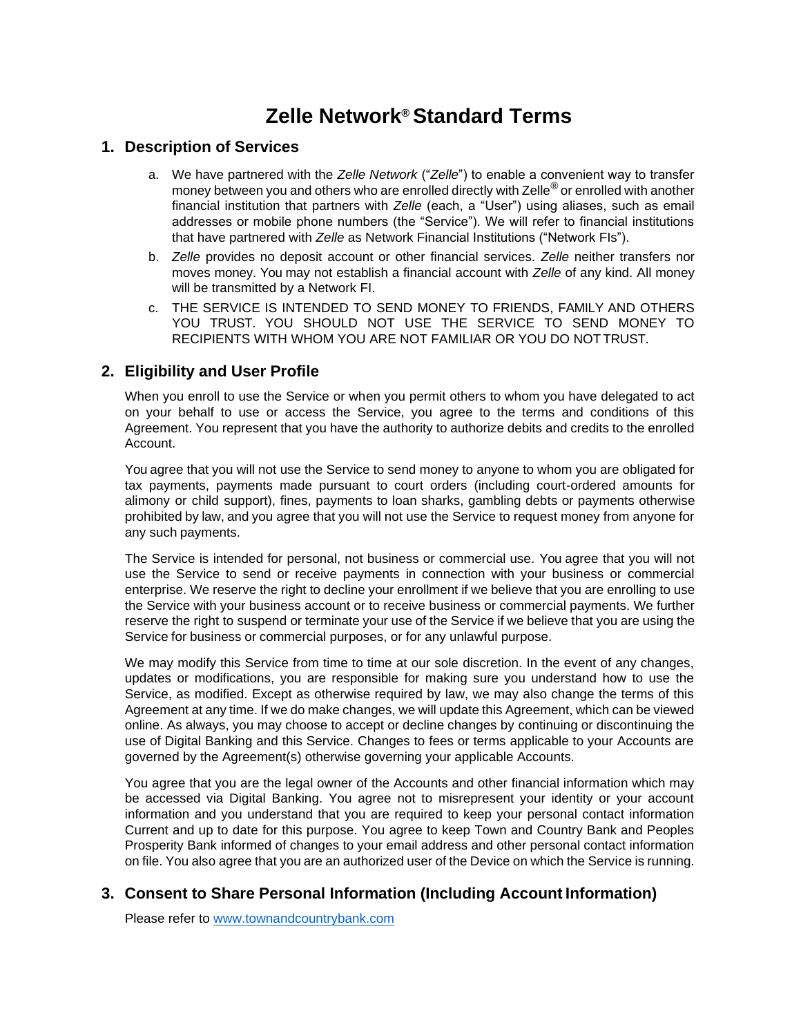# Zelle Network® Standard Terms

## 1. Description of Services

a. We have partnered with the *Zelle Network* ("*Zelle*") to enable a convenient way to transfer money between you and others who are enrolled directly with Zelle® or enrolled with another financial institution that partners with *Zelle* (each, a "User") using aliases, such as email addresses or mobile phone numbers (the "Service"). We will refer to financial institutions that have partnered with *Zelle* as Network Financial Institutions ("Network FIs").

b. *Zelle* provides no deposit account or other financial services. *Zelle* neither transfers nor moves money. You may not establish a financial account with *Zelle* of any kind. All money will be transmitted by a Network FI.

c. THE SERVICE IS INTENDED TO SEND MONEY TO FRIENDS, FAMILY AND OTHERS YOU TRUST. YOU SHOULD NOT USE THE SERVICE TO SEND MONEY TO RECIPIENTS WITH WHOM YOU ARE NOT FAMILIAR OR YOU DO NOT TRUST.

## 2. Eligibility and User Profile

When you enroll to use the Service or when you permit others to whom you have delegated to act on your behalf to use or access the Service, you agree to the terms and conditions of this Agreement. You represent that you have the authority to authorize debits and credits to the enrolled Account.

You agree that you will not use the Service to send money to anyone to whom you are obligated for tax payments, payments made pursuant to court orders (including court-ordered amounts for alimony or child support), fines, payments to loan sharks, gambling debts or payments otherwise prohibited by law, and you agree that you will not use the Service to request money from anyone for any such payments.

The Service is intended for personal, not business or commercial use. You agree that you will not use the Service to send or receive payments in connection with your business or commercial enterprise. We reserve the right to decline your enrollment if we believe that you are enrolling to use the Service with your business account or to receive business or commercial payments. We further reserve the right to suspend or terminate your use of the Service if we believe that you are using the Service for business or commercial purposes, or for any unlawful purpose.

We may modify this Service from time to time at our sole discretion. In the event of any changes, updates or modifications, you are responsible for making sure you understand how to use the Service, as modified. Except as otherwise required by law, we may also change the terms of this Agreement at any time. If we do make changes, we will update this Agreement, which can be viewed online. As always, you may choose to accept or decline changes by continuing or discontinuing the use of Digital Banking and this Service. Changes to fees or terms applicable to your Accounts are governed by the Agreement(s) otherwise governing your applicable Accounts.

You agree that you are the legal owner of the Accounts and other financial information which may be accessed via Digital Banking. You agree not to misrepresent your identity or your account information and you understand that you are required to keep your personal contact information Current and up to date for this purpose. You agree to keep Town and Country Bank and Peoples Prosperity Bank informed of changes to your email address and other personal contact information on file. You also agree that you are an authorized user of the Device on which the Service is running.

## 3. Consent to Share Personal Information (Including Account Information)

Please refer to [www.townandcountrybank.com](www.townandcountrybank.com)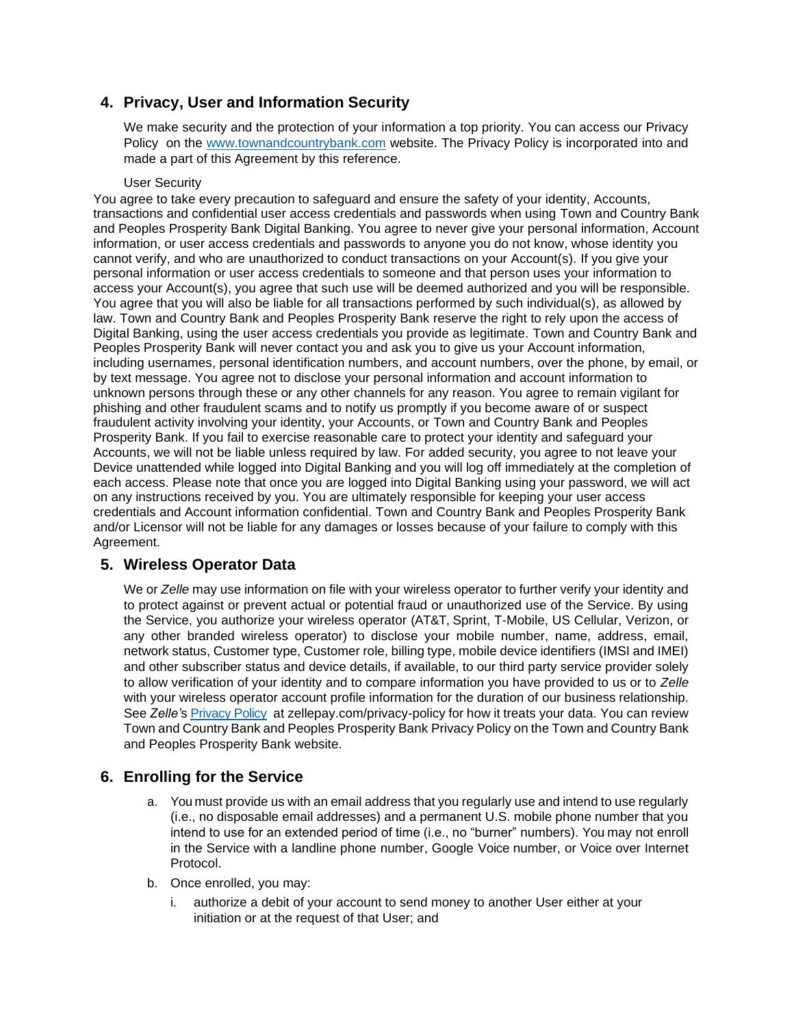## 4. Privacy, User and Information Security

We make security and the protection of your information a top priority. You can access our Privacy Policy on the [www.townandcountrybank.com](http://www.townandcountrybank.com) website. The Privacy Policy is incorporated into and made a part of this Agreement by this reference.

User Security

You agree to take every precaution to safeguard and ensure the safety of your identity, Accounts, transactions and confidential user access credentials and passwords when using Town and Country Bank and Peoples Prosperity Bank Digital Banking. You agree to never give your personal information, Account information, or user access credentials and passwords to anyone you do not know, whose identity you cannot verify, and who are unauthorized to conduct transactions on your Account(s). If you give your personal information or user access credentials to someone and that person uses your information to access your Account(s), you agree that such use will be deemed authorized and you will be responsible. You agree that you will also be liable for all transactions performed by such individual(s), as allowed by law. Town and Country Bank and Peoples Prosperity Bank reserve the right to rely upon the access of Digital Banking, using the user access credentials you provide as legitimate. Town and Country Bank and Peoples Prosperity Bank will never contact you and ask you to give us your Account information, including usernames, personal identification numbers, and account numbers, over the phone, by email, or by text message. You agree not to disclose your personal information and account information to unknown persons through these or any other channels for any reason. You agree to remain vigilant for phishing and other fraudulent scams and to notify us promptly if you become aware of or suspect fraudulent activity involving your identity, your Accounts, or Town and Country Bank and Peoples Prosperity Bank. If you fail to exercise reasonable care to protect your identity and safeguard your Accounts, we will not be liable unless required by law. For added security, you agree to not leave your Device unattended while logged into Digital Banking and you will log off immediately at the completion of each access. Please note that once you are logged into Digital Banking using your password, we will act on any instructions received by you. You are ultimately responsible for keeping your user access credentials and Account information confidential. Town and Country Bank and Peoples Prosperity Bank and/or Licensor will not be liable for any damages or losses because of your failure to comply with this Agreement.

## 5. Wireless Operator Data

We or *Zelle* may use information on file with your wireless operator to further verify your identity and to protect against or prevent actual or potential fraud or unauthorized use of the Service. By using the Service, you authorize your wireless operator (AT&T, Sprint, T-Mobile, US Cellular, Verizon, or any other branded wireless operator) to disclose your mobile number, name, address, email, network status, Customer type, Customer role, billing type, mobile device identifiers (IMSI and IMEI) and other subscriber status and device details, if available, to our third party service provider solely to allow verification of your identity and to compare information you have provided to us or to *Zelle* with your wireless operator account profile information for the duration of our business relationship. See *Zelle's* Privacy Policy at zellepay.com/privacy-policy for how it treats your data. You can review Town and Country Bank and Peoples Prosperity Bank Privacy Policy on the Town and Country Bank and Peoples Prosperity Bank website.

## 6. Enrolling for the Service

a. You must provide us with an email address that you regularly use and intend to use regularly (i.e., no disposable email addresses) and a permanent U.S. mobile phone number that you intend to use for an extended period of time (i.e., no "burner" numbers). You may not enroll in the Service with a landline phone number, Google Voice number, or Voice over Internet Protocol.

b. Once enrolled, you may:

   i. authorize a debit of your account to send money to another User either at your initiation or at the request of that User; and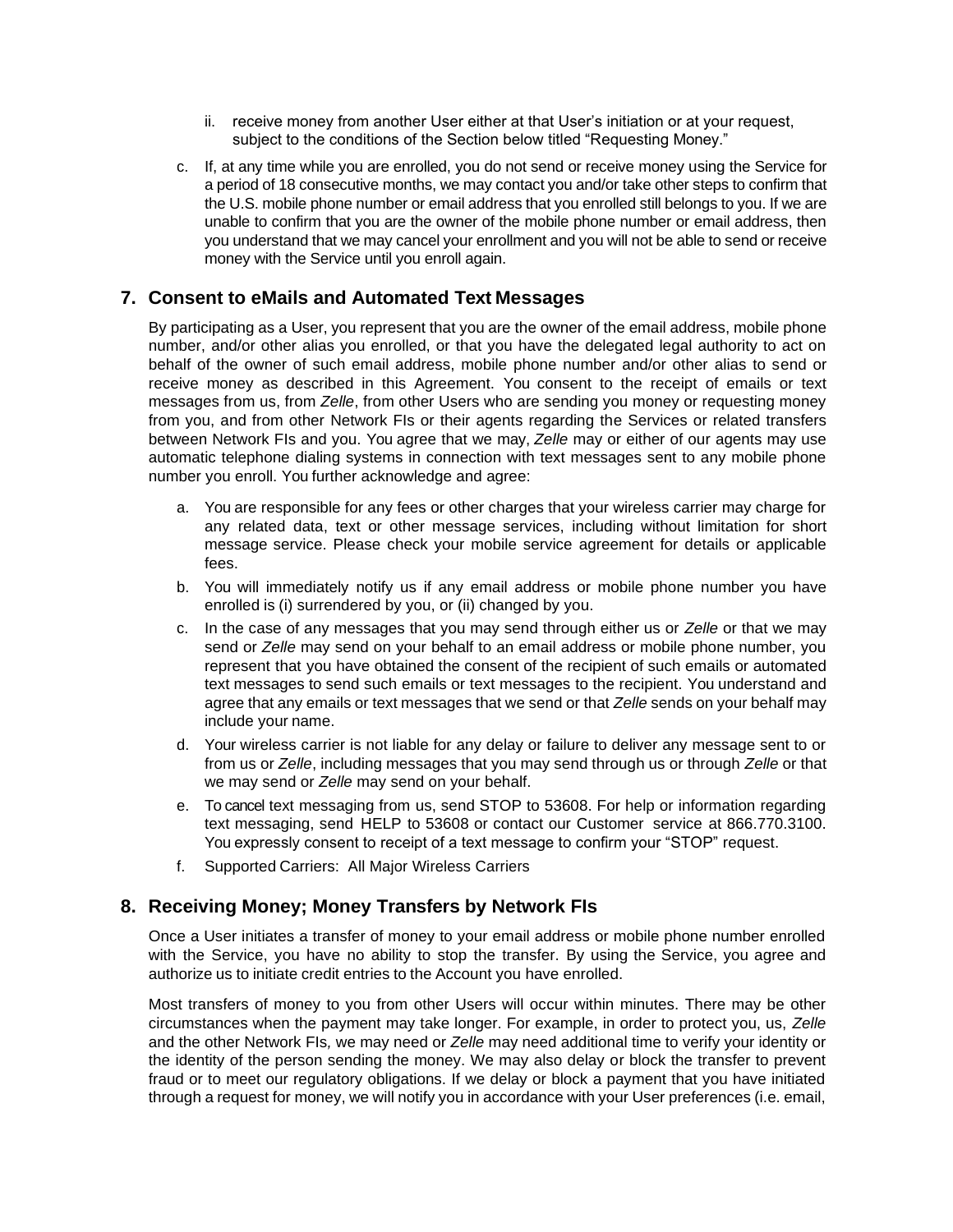ii. receive money from another User either at that User's initiation or at your request, subject to the conditions of the Section below titled "Requesting Money."

c. If, at any time while you are enrolled, you do not send or receive money using the Service for a period of 18 consecutive months, we may contact you and/or take other steps to confirm that the U.S. mobile phone number or email address that you enrolled still belongs to you. If we are unable to confirm that you are the owner of the mobile phone number or email address, then you understand that we may cancel your enrollment and you will not be able to send or receive money with the Service until you enroll again.

## 7. Consent to eMails and Automated Text Messages

By participating as a User, you represent that you are the owner of the email address, mobile phone number, and/or other alias you enrolled, or that you have the delegated legal authority to act on behalf of the owner of such email address, mobile phone number and/or other alias to send or receive money as described in this Agreement. You consent to the receipt of emails or text messages from us, from *Zelle*, from other Users who are sending you money or requesting money from you, and from other Network FIs or their agents regarding the Services or related transfers between Network FIs and you. You agree that we may, *Zelle* may or either of our agents may use automatic telephone dialing systems in connection with text messages sent to any mobile phone number you enroll. You further acknowledge and agree:

a. You are responsible for any fees or other charges that your wireless carrier may charge for any related data, text or other message services, including without limitation for short message service. Please check your mobile service agreement for details or applicable fees.

b. You will immediately notify us if any email address or mobile phone number you have enrolled is (i) surrendered by you, or (ii) changed by you.

c. In the case of any messages that you may send through either us or *Zelle* or that we may send or *Zelle* may send on your behalf to an email address or mobile phone number, you represent that you have obtained the consent of the recipient of such emails or automated text messages to send such emails or text messages to the recipient. You understand and agree that any emails or text messages that we send or that *Zelle* sends on your behalf may include your name.

d. Your wireless carrier is not liable for any delay or failure to deliver any message sent to or from us or *Zelle*, including messages that you may send through us or through *Zelle* or that we may send or *Zelle* may send on your behalf.

e. To cancel text messaging from us, send STOP to 53608. For help or information regarding text messaging, send HELP to 53608 or contact our Customer service at 866.770.3100. You expressly consent to receipt of a text message to confirm your "STOP" request.

f. Supported Carriers: All Major Wireless Carriers

## 8. Receiving Money; Money Transfers by Network FIs

Once a User initiates a transfer of money to your email address or mobile phone number enrolled with the Service, you have no ability to stop the transfer. By using the Service, you agree and authorize us to initiate credit entries to the Account you have enrolled.

Most transfers of money to you from other Users will occur within minutes. There may be other circumstances when the payment may take longer. For example, in order to protect you, us, *Zelle* and the other Network FIs, we may need or *Zelle* may need additional time to verify your identity or the identity of the person sending the money. We may also delay or block the transfer to prevent fraud or to meet our regulatory obligations. If we delay or block a payment that you have initiated through a request for money, we will notify you in accordance with your User preferences (i.e. email,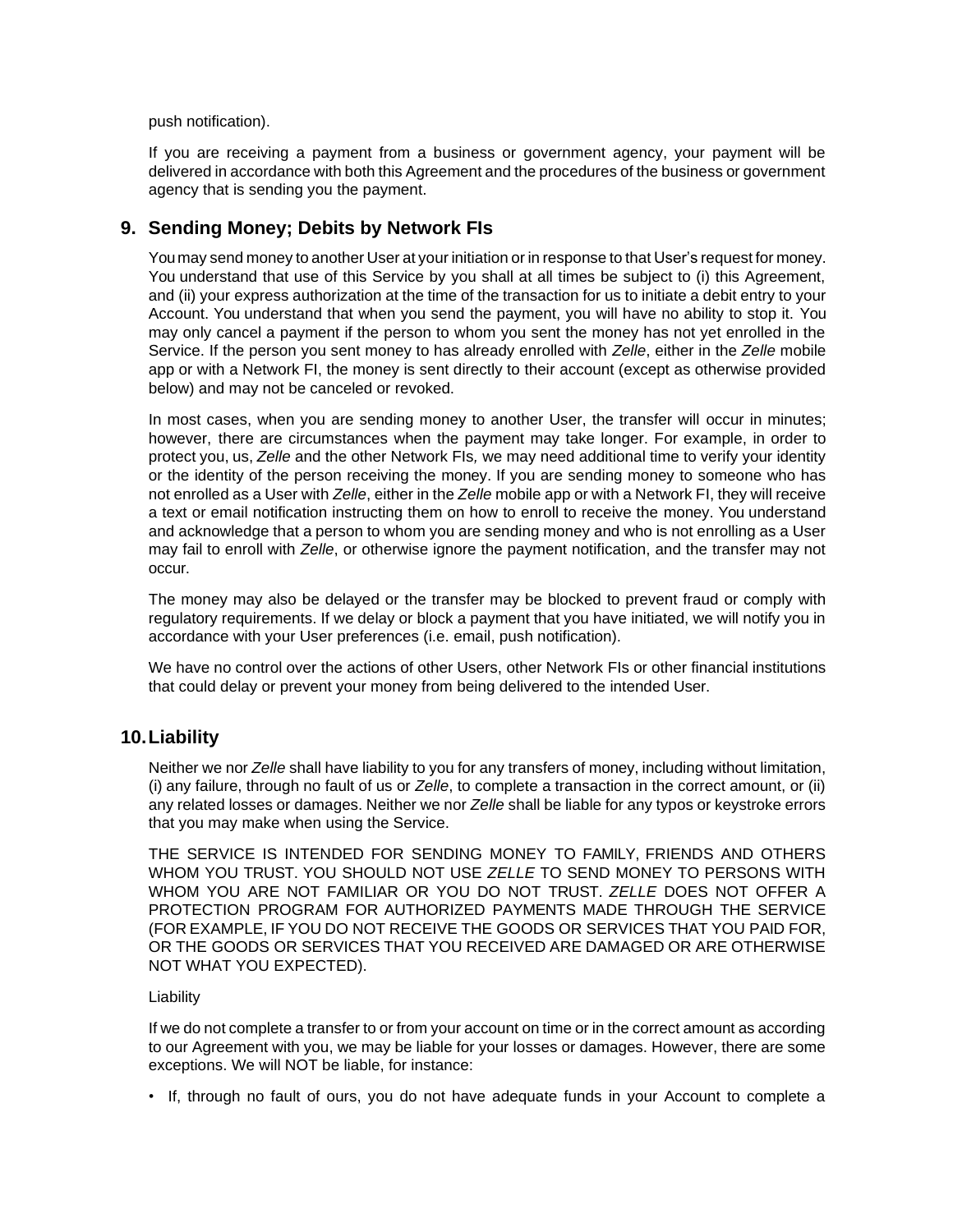push notification).

If you are receiving a payment from a business or government agency, your payment will be delivered in accordance with both this Agreement and the procedures of the business or government agency that is sending you the payment.

## 9. Sending Money; Debits by Network FIs

You may send money to another User at your initiation or in response to that User's request for money. You understand that use of this Service by you shall at all times be subject to (i) this Agreement, and (ii) your express authorization at the time of the transaction for us to initiate a debit entry to your Account. You understand that when you send the payment, you will have no ability to stop it. You may only cancel a payment if the person to whom you sent the money has not yet enrolled in the Service. If the person you sent money to has already enrolled with *Zelle*, either in the *Zelle* mobile app or with a Network FI, the money is sent directly to their account (except as otherwise provided below) and may not be canceled or revoked.

In most cases, when you are sending money to another User, the transfer will occur in minutes; however, there are circumstances when the payment may take longer. For example, in order to protect you, us, *Zelle* and the other Network FIs*,* we may need additional time to verify your identity or the identity of the person receiving the money. If you are sending money to someone who has not enrolled as a User with *Zelle*, either in the *Zelle* mobile app or with a Network FI, they will receive a text or email notification instructing them on how to enroll to receive the money. You understand and acknowledge that a person to whom you are sending money and who is not enrolling as a User may fail to enroll with *Zelle*, or otherwise ignore the payment notification, and the transfer may not occur.

The money may also be delayed or the transfer may be blocked to prevent fraud or comply with regulatory requirements. If we delay or block a payment that you have initiated, we will notify you in accordance with your User preferences (i.e. email, push notification).

We have no control over the actions of other Users, other Network FIs or other financial institutions that could delay or prevent your money from being delivered to the intended User.

## 10. Liability

Neither we nor *Zelle* shall have liability to you for any transfers of money, including without limitation, (i) any failure, through no fault of us or *Zelle*, to complete a transaction in the correct amount, or (ii) any related losses or damages. Neither we nor *Zelle* shall be liable for any typos or keystroke errors that you may make when using the Service.

THE SERVICE IS INTENDED FOR SENDING MONEY TO FAMILY, FRIENDS AND OTHERS WHOM YOU TRUST. YOU SHOULD NOT USE *ZELLE* TO SEND MONEY TO PERSONS WITH WHOM YOU ARE NOT FAMILIAR OR YOU DO NOT TRUST. *ZELLE* DOES NOT OFFER A PROTECTION PROGRAM FOR AUTHORIZED PAYMENTS MADE THROUGH THE SERVICE (FOR EXAMPLE, IF YOU DO NOT RECEIVE THE GOODS OR SERVICES THAT YOU PAID FOR, OR THE GOODS OR SERVICES THAT YOU RECEIVED ARE DAMAGED OR ARE OTHERWISE NOT WHAT YOU EXPECTED).

Liability

If we do not complete a transfer to or from your account on time or in the correct amount as according to our Agreement with you, we may be liable for your losses or damages. However, there are some exceptions. We will NOT be liable, for instance:

- If, through no fault of ours, you do not have adequate funds in your Account to complete a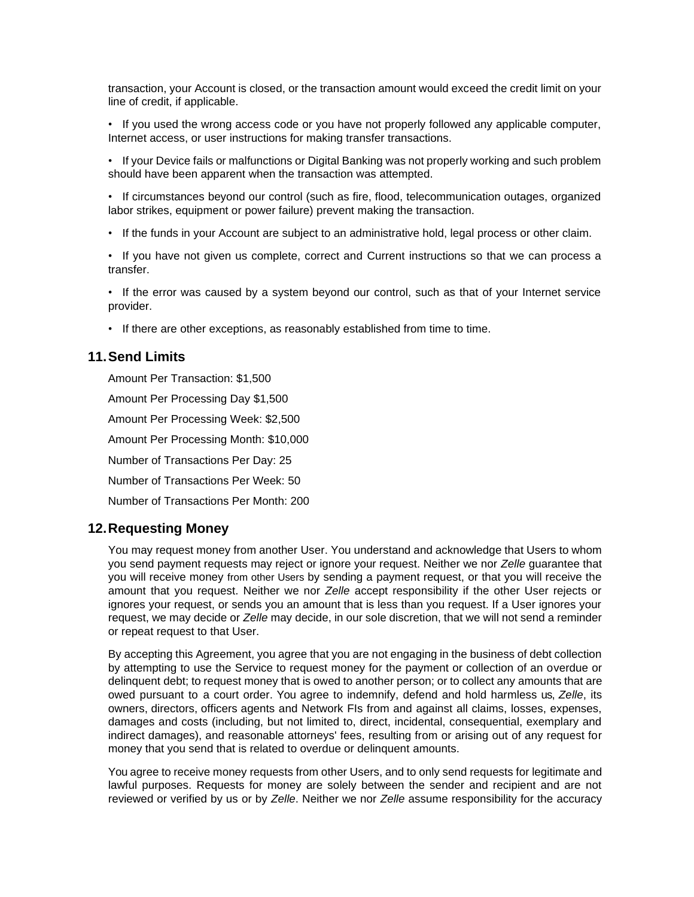transaction, your Account is closed, or the transaction amount would exceed the credit limit on your line of credit, if applicable.

- If you used the wrong access code or you have not properly followed any applicable computer, Internet access, or user instructions for making transfer transactions.
- If your Device fails or malfunctions or Digital Banking was not properly working and such problem should have been apparent when the transaction was attempted.
- If circumstances beyond our control (such as fire, flood, telecommunication outages, organized labor strikes, equipment or power failure) prevent making the transaction.
- If the funds in your Account are subject to an administrative hold, legal process or other claim.
- If you have not given us complete, correct and Current instructions so that we can process a transfer.
- If the error was caused by a system beyond our control, such as that of your Internet service provider.
- If there are other exceptions, as reasonably established from time to time.

## 11. Send Limits

Amount Per Transaction: $1,500

Amount Per Processing Day $1,500

Amount Per Processing Week: $2,500

Amount Per Processing Month: $10,000

Number of Transactions Per Day: 25

Number of Transactions Per Week: 50

Number of Transactions Per Month: 200

## 12. Requesting Money

You may request money from another User. You understand and acknowledge that Users to whom you send payment requests may reject or ignore your request. Neither we nor *Zelle* guarantee that you will receive money from other Users by sending a payment request, or that you will receive the amount that you request. Neither we nor *Zelle* accept responsibility if the other User rejects or ignores your request, or sends you an amount that is less than you request. If a User ignores your request, we may decide or *Zelle* may decide, in our sole discretion, that we will not send a reminder or repeat request to that User.

By accepting this Agreement, you agree that you are not engaging in the business of debt collection by attempting to use the Service to request money for the payment or collection of an overdue or delinquent debt; to request money that is owed to another person; or to collect any amounts that are owed pursuant to a court order. You agree to indemnify, defend and hold harmless us, *Zelle*, its owners, directors, officers agents and Network FIs from and against all claims, losses, expenses, damages and costs (including, but not limited to, direct, incidental, consequential, exemplary and indirect damages), and reasonable attorneys' fees, resulting from or arising out of any request for money that you send that is related to overdue or delinquent amounts.

You agree to receive money requests from other Users, and to only send requests for legitimate and lawful purposes. Requests for money are solely between the sender and recipient and are not reviewed or verified by us or by *Zelle*. Neither we nor *Zelle* assume responsibility for the accuracy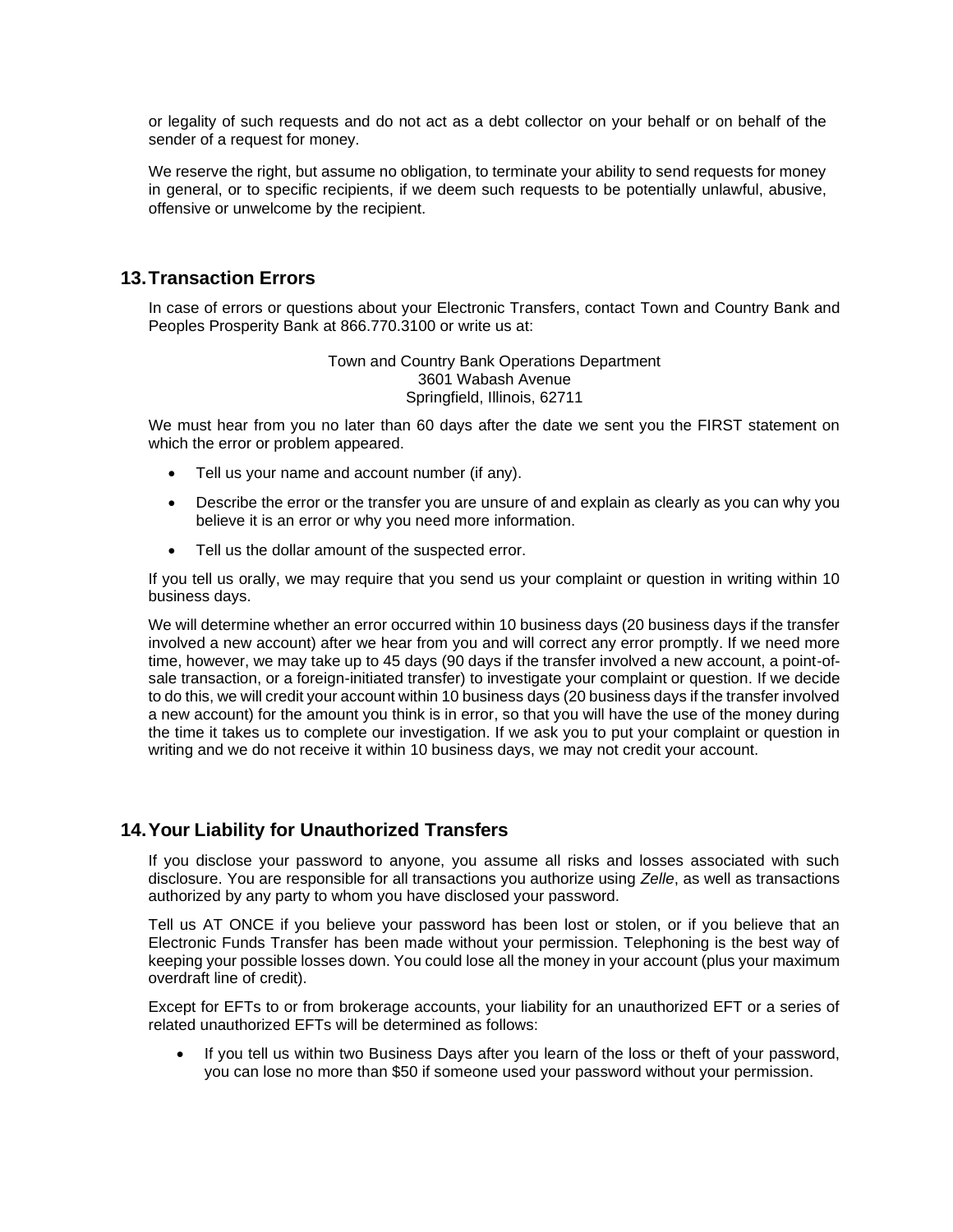or legality of such requests and do not act as a debt collector on your behalf or on behalf of the sender of a request for money.

We reserve the right, but assume no obligation, to terminate your ability to send requests for money in general, or to specific recipients, if we deem such requests to be potentially unlawful, abusive, offensive or unwelcome by the recipient.

## 13. Transaction Errors

In case of errors or questions about your Electronic Transfers, contact Town and Country Bank and Peoples Prosperity Bank at 866.770.3100 or write us at:

Town and Country Bank Operations Department
3601 Wabash Avenue
Springfield, Illinois, 62711

We must hear from you no later than 60 days after the date we sent you the FIRST statement on which the error or problem appeared.

- Tell us your name and account number (if any).
- Describe the error or the transfer you are unsure of and explain as clearly as you can why you believe it is an error or why you need more information.
- Tell us the dollar amount of the suspected error.

If you tell us orally, we may require that you send us your complaint or question in writing within 10 business days.

We will determine whether an error occurred within 10 business days (20 business days if the transfer involved a new account) after we hear from you and will correct any error promptly. If we need more time, however, we may take up to 45 days (90 days if the transfer involved a new account, a point-of-sale transaction, or a foreign-initiated transfer) to investigate your complaint or question. If we decide to do this, we will credit your account within 10 business days (20 business days if the transfer involved a new account) for the amount you think is in error, so that you will have the use of the money during the time it takes us to complete our investigation. If we ask you to put your complaint or question in writing and we do not receive it within 10 business days, we may not credit your account.

## 14. Your Liability for Unauthorized Transfers

If you disclose your password to anyone, you assume all risks and losses associated with such disclosure. You are responsible for all transactions you authorize using *Zelle*, as well as transactions authorized by any party to whom you have disclosed your password.

Tell us AT ONCE if you believe your password has been lost or stolen, or if you believe that an Electronic Funds Transfer has been made without your permission. Telephoning is the best way of keeping your possible losses down. You could lose all the money in your account (plus your maximum overdraft line of credit).

Except for EFTs to or from brokerage accounts, your liability for an unauthorized EFT or a series of related unauthorized EFTs will be determined as follows:

- If you tell us within two Business Days after you learn of the loss or theft of your password, you can lose no more than $50 if someone used your password without your permission.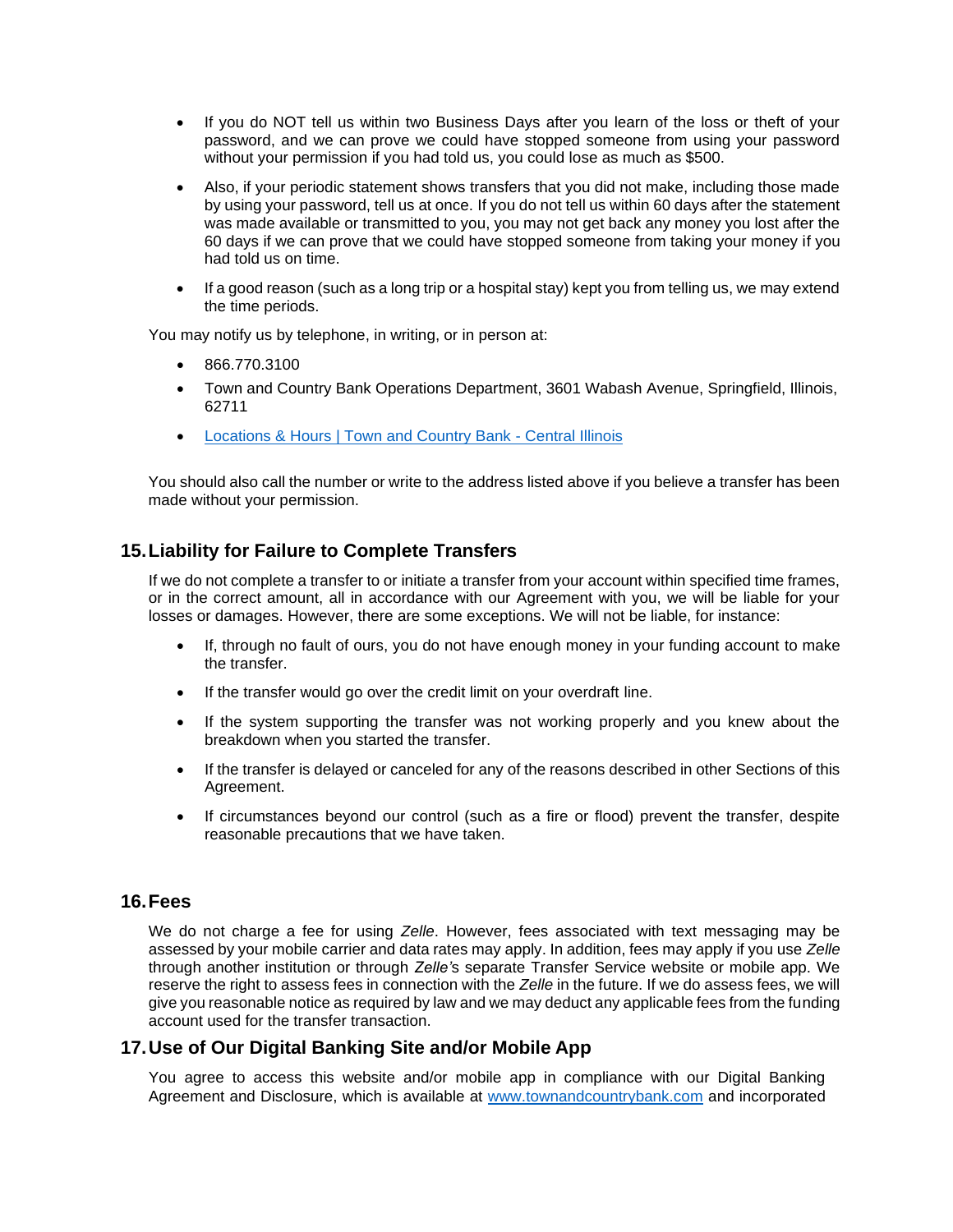- If you do NOT tell us within two Business Days after you learn of the loss or theft of your password, and we can prove we could have stopped someone from using your password without your permission if you had told us, you could lose as much as $500.
- Also, if your periodic statement shows transfers that you did not make, including those made by using your password, tell us at once. If you do not tell us within 60 days after the statement was made available or transmitted to you, you may not get back any money you lost after the 60 days if we can prove that we could have stopped someone from taking your money if you had told us on time.
- If a good reason (such as a long trip or a hospital stay) kept you from telling us, we may extend the time periods.

You may notify us by telephone, in writing, or in person at:

- 866.770.3100
- Town and Country Bank Operations Department, 3601 Wabash Avenue, Springfield, Illinois, 62711
- [Locations & Hours | Town and Country Bank - Central Illinois]

You should also call the number or write to the address listed above if you believe a transfer has been made without your permission.

## 15. Liability for Failure to Complete Transfers

If we do not complete a transfer to or initiate a transfer from your account within specified time frames, or in the correct amount, all in accordance with our Agreement with you, we will be liable for your losses or damages. However, there are some exceptions. We will not be liable, for instance:

- If, through no fault of ours, you do not have enough money in your funding account to make the transfer.
- If the transfer would go over the credit limit on your overdraft line.
- If the system supporting the transfer was not working properly and you knew about the breakdown when you started the transfer.
- If the transfer is delayed or canceled for any of the reasons described in other Sections of this Agreement.
- If circumstances beyond our control (such as a fire or flood) prevent the transfer, despite reasonable precautions that we have taken.

## 16. Fees

We do not charge a fee for using *Zelle*. However, fees associated with text messaging may be assessed by your mobile carrier and data rates may apply. In addition, fees may apply if you use *Zelle* through another institution or through *Zelle's* separate Transfer Service website or mobile app. We reserve the right to assess fees in connection with the *Zelle* in the future. If we do assess fees, we will give you reasonable notice as required by law and we may deduct any applicable fees from the funding account used for the transfer transaction.

## 17. Use of Our Digital Banking Site and/or Mobile App

You agree to access this website and/or mobile app in compliance with our Digital Banking Agreement and Disclosure, which is available at www.townandcountrybank.com and incorporated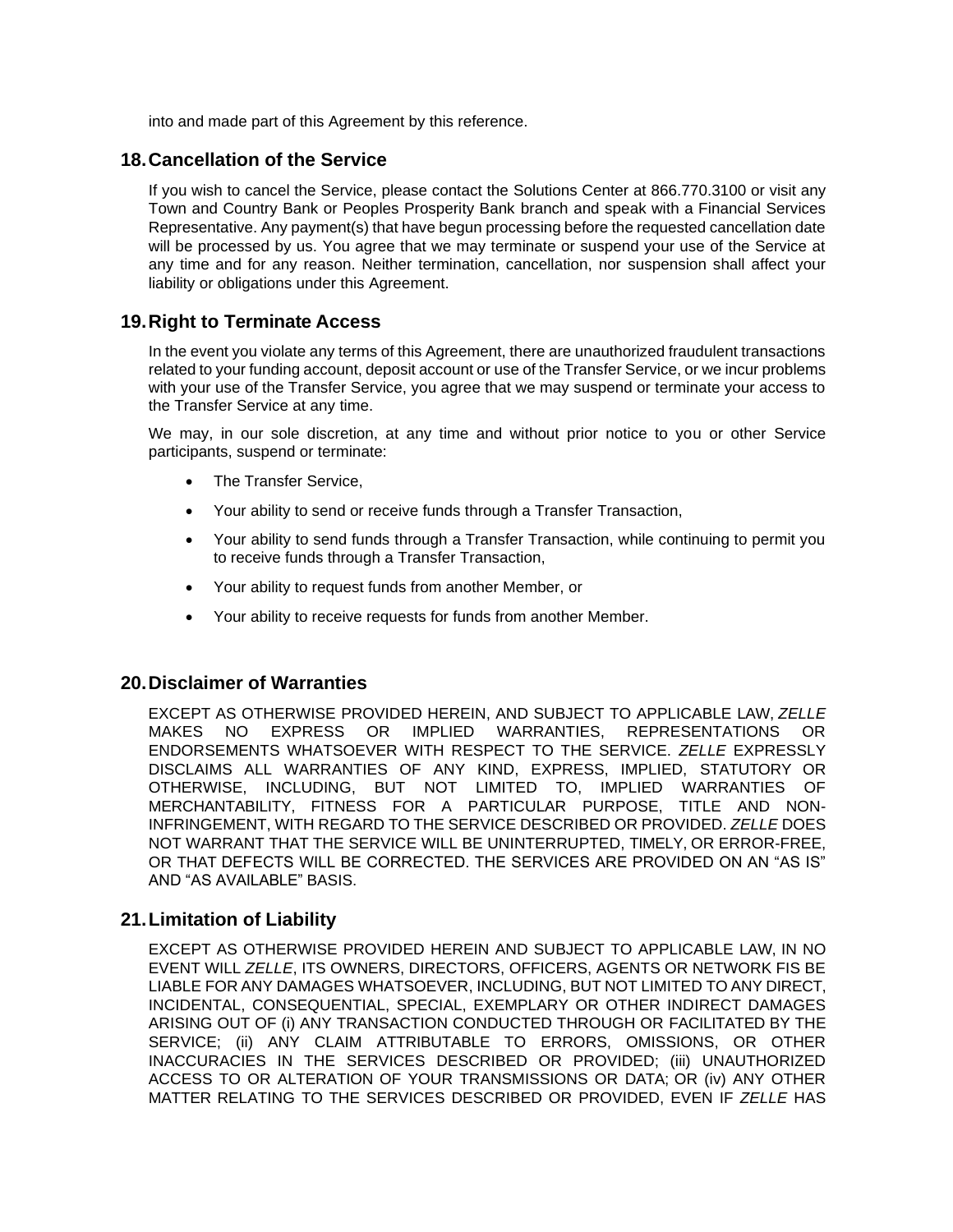into and made part of this Agreement by this reference.

## 18. Cancellation of the Service

If you wish to cancel the Service, please contact the Solutions Center at 866.770.3100 or visit any Town and Country Bank or Peoples Prosperity Bank branch and speak with a Financial Services Representative. Any payment(s) that have begun processing before the requested cancellation date will be processed by us. You agree that we may terminate or suspend your use of the Service at any time and for any reason. Neither termination, cancellation, nor suspension shall affect your liability or obligations under this Agreement.

## 19. Right to Terminate Access

In the event you violate any terms of this Agreement, there are unauthorized fraudulent transactions related to your funding account, deposit account or use of the Transfer Service, or we incur problems with your use of the Transfer Service, you agree that we may suspend or terminate your access to the Transfer Service at any time.

We may, in our sole discretion, at any time and without prior notice to you or other Service participants, suspend or terminate:

- The Transfer Service,
- Your ability to send or receive funds through a Transfer Transaction,
- Your ability to send funds through a Transfer Transaction, while continuing to permit you to receive funds through a Transfer Transaction,
- Your ability to request funds from another Member, or
- Your ability to receive requests for funds from another Member.

## 20. Disclaimer of Warranties

EXCEPT AS OTHERWISE PROVIDED HEREIN, AND SUBJECT TO APPLICABLE LAW, *ZELLE* MAKES NO EXPRESS OR IMPLIED WARRANTIES, REPRESENTATIONS OR ENDORSEMENTS WHATSOEVER WITH RESPECT TO THE SERVICE. *ZELLE* EXPRESSLY DISCLAIMS ALL WARRANTIES OF ANY KIND, EXPRESS, IMPLIED, STATUTORY OR OTHERWISE, INCLUDING, BUT NOT LIMITED TO, IMPLIED WARRANTIES OF MERCHANTABILITY, FITNESS FOR A PARTICULAR PURPOSE, TITLE AND NON-INFRINGEMENT, WITH REGARD TO THE SERVICE DESCRIBED OR PROVIDED. *ZELLE* DOES NOT WARRANT THAT THE SERVICE WILL BE UNINTERRUPTED, TIMELY, OR ERROR-FREE, OR THAT DEFECTS WILL BE CORRECTED. THE SERVICES ARE PROVIDED ON AN "AS IS" AND "AS AVAILABLE" BASIS.

## 21. Limitation of Liability

EXCEPT AS OTHERWISE PROVIDED HEREIN AND SUBJECT TO APPLICABLE LAW, IN NO EVENT WILL *ZELLE*, ITS OWNERS, DIRECTORS, OFFICERS, AGENTS OR NETWORK FIS BE LIABLE FOR ANY DAMAGES WHATSOEVER, INCLUDING, BUT NOT LIMITED TO ANY DIRECT, INCIDENTAL, CONSEQUENTIAL, SPECIAL, EXEMPLARY OR OTHER INDIRECT DAMAGES ARISING OUT OF (i) ANY TRANSACTION CONDUCTED THROUGH OR FACILITATED BY THE SERVICE; (ii) ANY CLAIM ATTRIBUTABLE TO ERRORS, OMISSIONS, OR OTHER INACCURACIES IN THE SERVICES DESCRIBED OR PROVIDED; (iii) UNAUTHORIZED ACCESS TO OR ALTERATION OF YOUR TRANSMISSIONS OR DATA; OR (iv) ANY OTHER MATTER RELATING TO THE SERVICES DESCRIBED OR PROVIDED, EVEN IF *ZELLE* HAS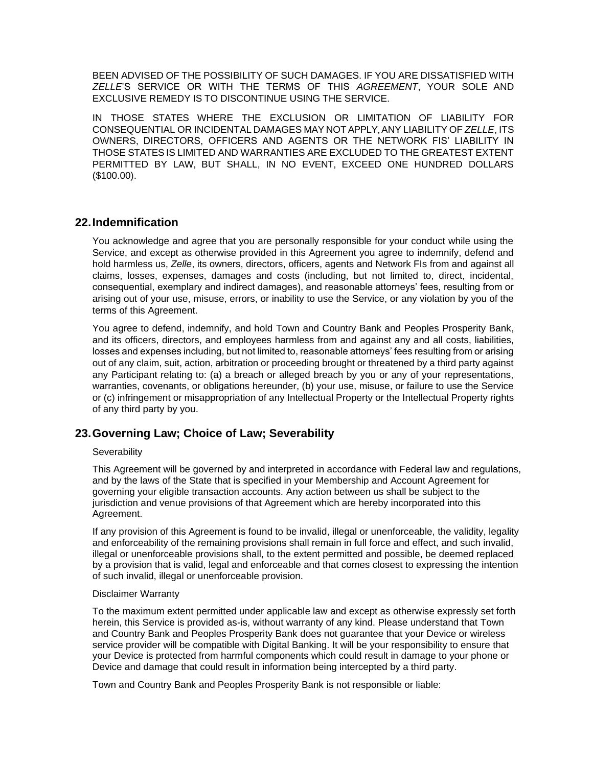BEEN ADVISED OF THE POSSIBILITY OF SUCH DAMAGES. IF YOU ARE DISSATISFIED WITH *ZELLE*'S SERVICE OR WITH THE TERMS OF THIS *AGREEMENT*, YOUR SOLE AND EXCLUSIVE REMEDY IS TO DISCONTINUE USING THE SERVICE.

IN THOSE STATES WHERE THE EXCLUSION OR LIMITATION OF LIABILITY FOR CONSEQUENTIAL OR INCIDENTAL DAMAGES MAY NOT APPLY, ANY LIABILITY OF *ZELLE*, ITS OWNERS, DIRECTORS, OFFICERS AND AGENTS OR THE NETWORK FIS' LIABILITY IN THOSE STATES IS LIMITED AND WARRANTIES ARE EXCLUDED TO THE GREATEST EXTENT PERMITTED BY LAW, BUT SHALL, IN NO EVENT, EXCEED ONE HUNDRED DOLLARS ($100.00).

## 22. Indemnification

You acknowledge and agree that you are personally responsible for your conduct while using the Service, and except as otherwise provided in this Agreement you agree to indemnify, defend and hold harmless us, *Zelle*, its owners, directors, officers, agents and Network FIs from and against all claims, losses, expenses, damages and costs (including, but not limited to, direct, incidental, consequential, exemplary and indirect damages), and reasonable attorneys' fees, resulting from or arising out of your use, misuse, errors, or inability to use the Service, or any violation by you of the terms of this Agreement.

You agree to defend, indemnify, and hold Town and Country Bank and Peoples Prosperity Bank, and its officers, directors, and employees harmless from and against any and all costs, liabilities, losses and expenses including, but not limited to, reasonable attorneys' fees resulting from or arising out of any claim, suit, action, arbitration or proceeding brought or threatened by a third party against any Participant relating to: (a) a breach or alleged breach by you or any of your representations, warranties, covenants, or obligations hereunder, (b) your use, misuse, or failure to use the Service or (c) infringement or misappropriation of any Intellectual Property or the Intellectual Property rights of any third party by you.

## 23. Governing Law; Choice of Law; Severability

Severability

This Agreement will be governed by and interpreted in accordance with Federal law and regulations, and by the laws of the State that is specified in your Membership and Account Agreement for governing your eligible transaction accounts. Any action between us shall be subject to the jurisdiction and venue provisions of that Agreement which are hereby incorporated into this Agreement.

If any provision of this Agreement is found to be invalid, illegal or unenforceable, the validity, legality and enforceability of the remaining provisions shall remain in full force and effect, and such invalid, illegal or unenforceable provisions shall, to the extent permitted and possible, be deemed replaced by a provision that is valid, legal and enforceable and that comes closest to expressing the intention of such invalid, illegal or unenforceable provision.

Disclaimer Warranty

To the maximum extent permitted under applicable law and except as otherwise expressly set forth herein, this Service is provided as-is, without warranty of any kind. Please understand that Town and Country Bank and Peoples Prosperity Bank does not guarantee that your Device or wireless service provider will be compatible with Digital Banking. It will be your responsibility to ensure that your Device is protected from harmful components which could result in damage to your phone or Device and damage that could result in information being intercepted by a third party.

Town and Country Bank and Peoples Prosperity Bank is not responsible or liable: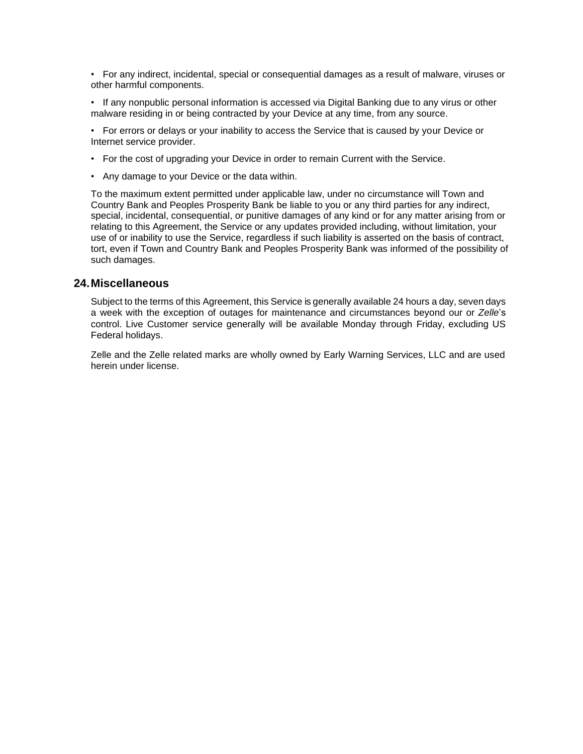- For any indirect, incidental, special or consequential damages as a result of malware, viruses or other harmful components.
- If any nonpublic personal information is accessed via Digital Banking due to any virus or other malware residing in or being contracted by your Device at any time, from any source.
- For errors or delays or your inability to access the Service that is caused by your Device or Internet service provider.
- For the cost of upgrading your Device in order to remain Current with the Service.
- Any damage to your Device or the data within.

To the maximum extent permitted under applicable law, under no circumstance will Town and Country Bank and Peoples Prosperity Bank be liable to you or any third parties for any indirect, special, incidental, consequential, or punitive damages of any kind or for any matter arising from or relating to this Agreement, the Service or any updates provided including, without limitation, your use of or inability to use the Service, regardless if such liability is asserted on the basis of contract, tort, even if Town and Country Bank and Peoples Prosperity Bank was informed of the possibility of such damages.

## 24. Miscellaneous

Subject to the terms of this Agreement, this Service is generally available 24 hours a day, seven days a week with the exception of outages for maintenance and circumstances beyond our or *Zelle*'s control. Live Customer service generally will be available Monday through Friday, excluding US Federal holidays.

Zelle and the Zelle related marks are wholly owned by Early Warning Services, LLC and are used herein under license.